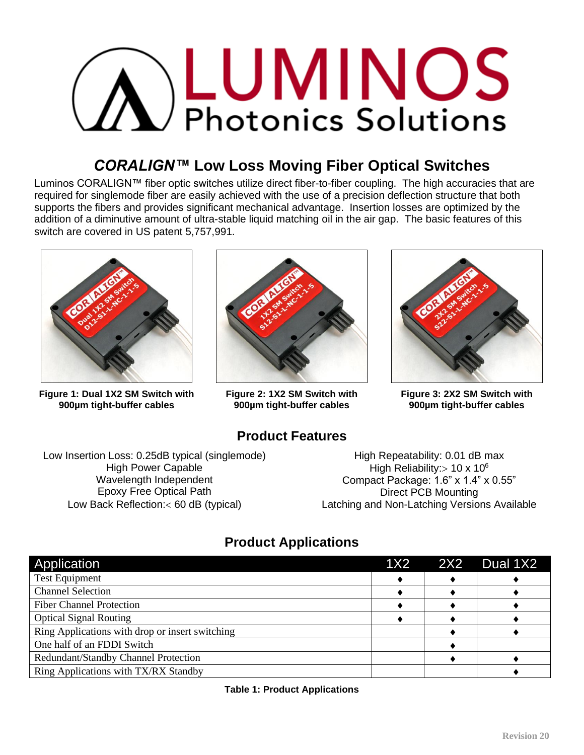# LUMINOS Photonics Solutions

## *CORALIGN™* Low Loss Moving Fiber Optical Switches

Luminos CORALIGN™ fiber optic switches utilize direct fiber-to-fiber coupling. The high accuracies that are required for singlemode fiber are easily achieved with the use of a precision deflection structure that both supports the fibers and provides significant mechanical advantage. Insertion losses are optimized by the addition of a diminutive amount of ultra-stable liquid matching oil in the air gap. The basic features of this switch are covered in US patent 5,757,991.

**Figure 1: Dual 1X2 SM Switch with 900µm tight-buffer cables**

**Figure 2: 1X2 SM Switch with 900µm tight-buffer cables**

**Figure 3: 2X2 SM Switch with 900µm tight-buffer cables**

## Product Features

Low Insertion Loss: 0.25dB typical (singlemode)
High Power Capable
Wavelength Independent
Epoxy Free Optical Path
Low Back Reflection:< 60 dB (typical)

High Repeatability: 0.01 dB max
High Reliability:> 10 x $10^6$
Compact Package: 1.6" x 1.4" x 0.55"
Direct PCB Mounting
Latching and Non-Latching Versions Available

## Product Applications

| Application | 1X2 | 2X2 | Dual 1X2 |
|---|---|---|---|
| Test Equipment | ♦ | ♦ | ♦ |
| Channel Selection | ♦ | ♦ | ♦ |
| Fiber Channel Protection | ♦ | ♦ | ♦ |
| Optical Signal Routing | ♦ | ♦ | ♦ |
| Ring Applications with drop or insert switching | | ♦ | ♦ |
| One half of an FDDI Switch | | ♦ | |
| Redundant/Standby Channel Protection | | ♦ | ♦ |
| Ring Applications with TX/RX Standby | | | ♦ |

**Table 1: Product Applications**

Revision 20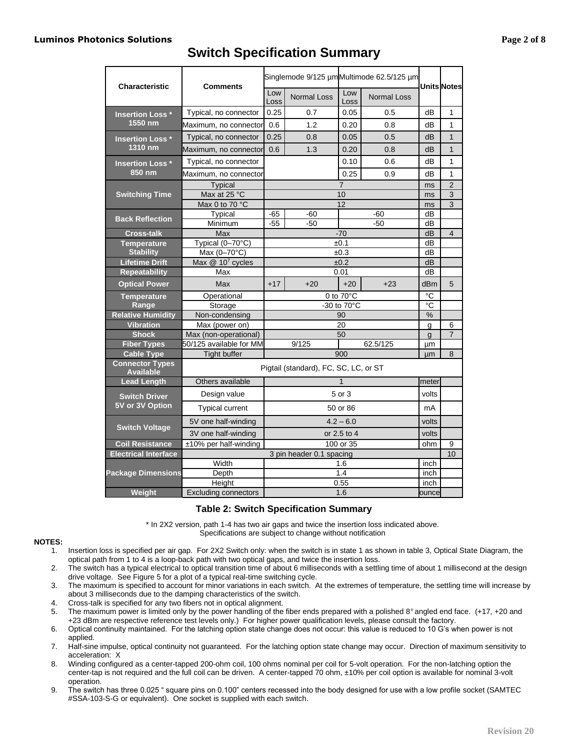## Switch Specification Summary

| Characteristic | Comments | Singlemode 9/125 µm | | Multimode 62.5/125 µm | | Units | Notes |
|---|---|---|---|---|---|---|---|
| | | Low Loss | Normal Loss | Low Loss | Normal Loss | | |
| Insertion Loss * 1550 nm | Typical, no connector | 0.25 | 0.7 | 0.05 | 0.5 | dB | 1 |
| | Maximum, no connector | 0.6 | 1.2 | 0.20 | 0.8 | dB | 1 |
| Insertion Loss * 1310 nm | Typical, no connector | 0.25 | 0.8 | 0.05 | 0.5 | dB | 1 |
| | Maximum, no connector | 0.6 | 1.3 | 0.20 | 0.8 | dB | 1 |
| Insertion Loss * 850 nm | Typical, no connector | | | 0.10 | 0.6 | dB | 1 |
| | Maximum, no connector | | | 0.25 | 0.9 | dB | 1 |
| Switching Time | Typical | 7 | | | | ms | 2 |
| | Max at 25 °C | 10 | | | | ms | 3 |
| | Max 0 to 70 °C | 12 | | | | ms | 3 |
| Back Reflection | Typical | -65 | -60 | -60 | | dB | |
| | Minimum | -55 | -50 | -50 | | dB | |
| Cross-talk | Max | -70 | | | | dB | 4 |
| Temperature Stability | Typical (0–70°C) | ±0.1 | | | | dB | |
| | Max (0–70°C) | ±0.3 | | | | dB | |
| Lifetime Drift | Max @ $10^7$ cycles | ±0.2 | | | | dB | |
| Repeatability | Max | 0.01 | | | | dB | |
| Optical Power | Max | +17 | +20 | +20 | +23 | dBm | 5 |
| Temperature Range | Operational | 0 to 70°C | | | | °C | |
| | Storage | -30 to 70°C | | | | °C | |
| Relative Humidity | Non-condensing | 90 | | | | % | |
| Vibration | Max (power on) | 20 | | | | g | 6 |
| Shock | Max (non-operational) | 50 | | | | g | 7 |
| Fiber Types | 50/125 available for MM | 9/125 | | 62.5/125 | | µm | |
| Cable Type | Tight buffer | 900 | | | | µm | 8 |
| Connector Types Available | Pigtail (standard), FC, SC, LC, or ST | | | | | | |
| Lead Length | Others available | 1 | | | | meter | |
| Switch Driver 5V or 3V Option | Design value | 5 or 3 | | | | volts | |
| | Typical current | 50 or 86 | | | | mA | |
| Switch Voltage | 5V one half-winding | 4.2 – 6.0 | | | | volts | |
| | 3V one half-winding | or 2.5 to 4 | | | | volts | |
| Coil Resistance | ±10% per half-winding | 100 or 35 | | | | ohm | 9 |
| Electrical Interface | 3 pin header 0.1 spacing | | | | | | 10 |
| Package Dimensions | Width | 1.6 | | | | inch | |
| | Depth | 1.4 | | | | inch | |
| | Height | 0.55 | | | | inch | |
| Weight | Excluding connectors | 1.6 | | | | ounce | |

**Table 2: Switch Specification Summary**

\* In 2X2 version, path 1-4 has two air gaps and twice the insertion loss indicated above.
Specifications are subject to change without notification

**NOTES:**

1. Insertion loss is specified per air gap. For 2X2 Switch only: when the switch is in state 1 as shown in table 3, Optical State Diagram, the optical path from 1 to 4 is a loop-back path with two optical gaps, and twice the insertion loss.
2. The switch has a typical electrical to optical transition time of about 6 milliseconds with a settling time of about 1 millisecond at the design drive voltage. See Figure 5 for a plot of a typical real-time switching cycle.
3. The maximum is specified to account for minor variations in each switch. At the extremes of temperature, the settling time will increase by about 3 milliseconds due to the damping characteristics of the switch.
4. Cross-talk is specified for any two fibers not in optical alignment.
5. The maximum power is limited only by the power handling of the fiber ends prepared with a polished 8° angled end face. (+17, +20 and +23 dBm are respective reference test levels only.) For higher power qualification levels, please consult the factory.
6. Optical continuity maintained. For the latching option state change does not occur: this value is reduced to 10 G's when power is not applied.
7. Half-sine impulse, optical continuity not guaranteed. For the latching option state change may occur. Direction of maximum sensitivity to acceleration: X
8. Winding configured as a center-tapped 200-ohm coil, 100 ohms nominal per coil for 5-volt operation. For the non-latching option the center-tap is not required and the full coil can be driven. A center-tapped 70 ohm, ±10% per coil option is available for nominal 3-volt operation.
9. The switch has three 0.025 " square pins on 0.100" centers recessed into the body designed for use with a low profile socket (SAMTEC #SSA-103-S-G or equivalent). One socket is supplied with each switch.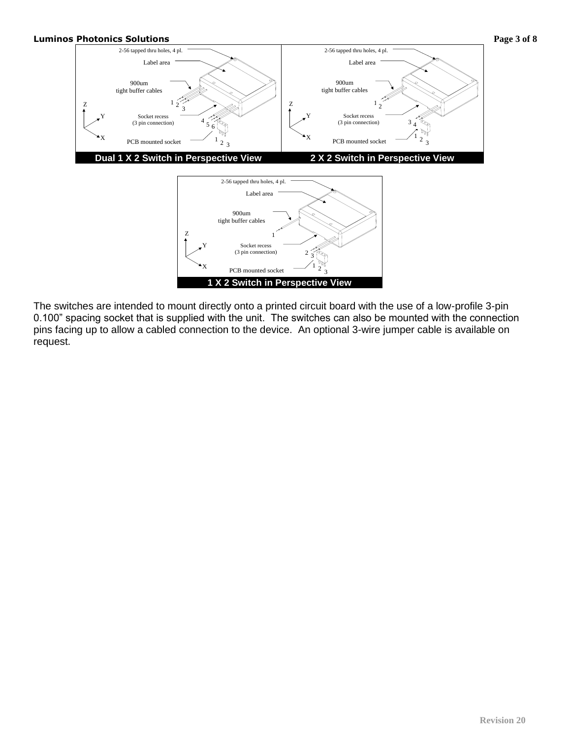2-56 tapped thru holes, 4 pl.

Label area

900um
tight buffer cables

Socket recess
(3 pin connection)

PCB mounted socket

**Dual 1 X 2 Switch in Perspective View**

2-56 tapped thru holes, 4 pl.

Label area

900um
tight buffer cables

Socket recess
(3 pin connection)

PCB mounted socket

**2 X 2 Switch in Perspective View**

2-56 tapped thru holes, 4 pl.

Label area

900um
tight buffer cables

Socket recess
(3 pin connection)

PCB mounted socket

**1 X 2 Switch in Perspective View**

The switches are intended to mount directly onto a printed circuit board with the use of a low-profile 3-pin 0.100" spacing socket that is supplied with the unit. The switches can also be mounted with the connection pins facing up to allow a cabled connection to the device. An optional 3-wire jumper cable is available on request.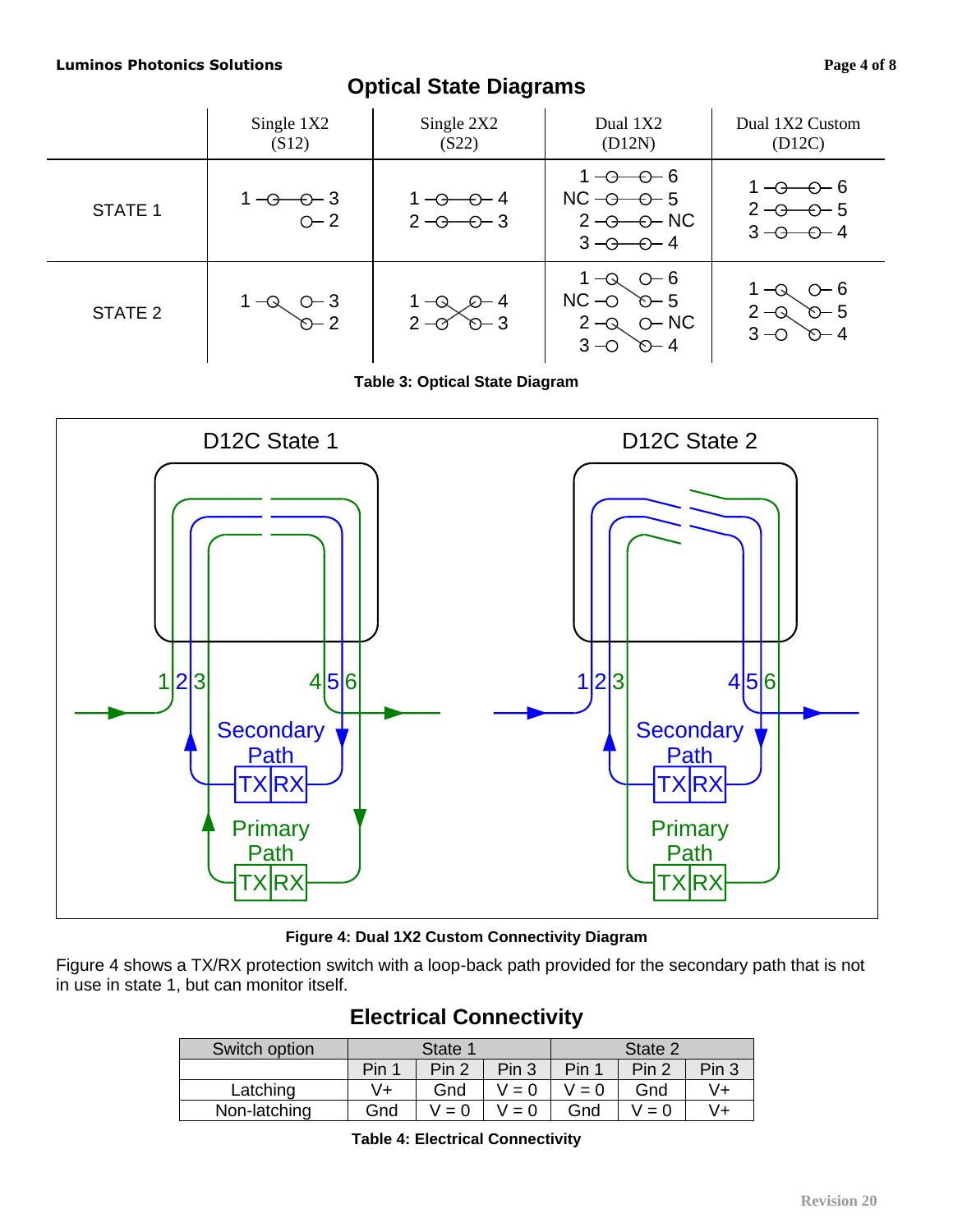## Optical State Diagrams

| | Single 1X2 (S12) | Single 2X2 (S22) | Dual 1X2 (D12N) | Dual 1X2 Custom (D12C) |
|---|---|---|---|---|
| STATE 1 | 1 — 3; 2 | 1 — 4; 2 — 3 | 1 — 6; NC — 5; 2 — NC; 3 — 4 | 1 — 6; 2 — 5; 3 — 4 |
| STATE 2 | 1 — 2; 3 | 1 — 3; 2 — 4 | 1 — 5; NC; 2 — 4; 3; 6; NC | 1 — 5; 2 — 4; 3; 6 |

**Table 3: Optical State Diagram**

**Figure 4: Dual 1X2 Custom Connectivity Diagram**

Figure 4 shows a TX/RX protection switch with a loop-back path provided for the secondary path that is not in use in state 1, but can monitor itself.

## Electrical Connectivity

| Switch option | State 1 | | | State 2 | | |
|---|---|---|---|---|---|---|
| | Pin 1 | Pin 2 | Pin 3 | Pin 1 | Pin 2 | Pin 3 |
| Latching | V+ | Gnd | V = 0 | V = 0 | Gnd | V+ |
| Non-latching | Gnd | V = 0 | V = 0 | Gnd | V = 0 | V+ |

**Table 4: Electrical Connectivity**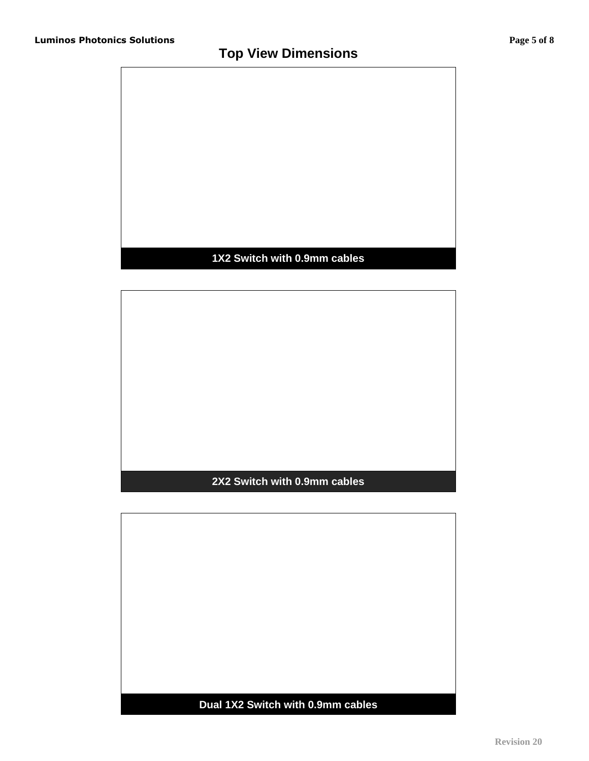# Top View Dimensions

1X2 Switch with 0.9mm cables

2X2 Switch with 0.9mm cables

Dual 1X2 Switch with 0.9mm cables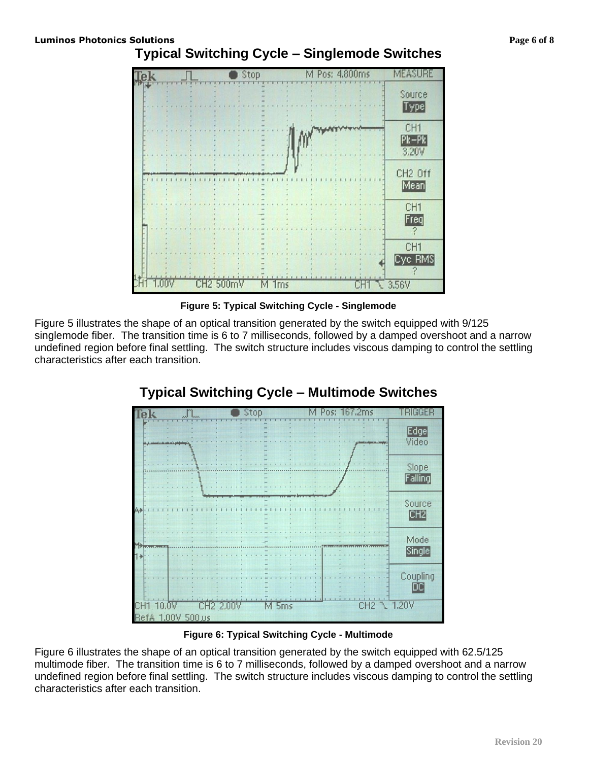## Typical Switching Cycle – Singlemode Switches

Figure 5: Typical Switching Cycle - Singlemode

Figure 5 illustrates the shape of an optical transition generated by the switch equipped with 9/125 singlemode fiber. The transition time is 6 to 7 milliseconds, followed by a damped overshoot and a narrow undefined region before final settling. The switch structure includes viscous damping to control the settling characteristics after each transition.

## Typical Switching Cycle – Multimode Switches

Figure 6: Typical Switching Cycle - Multimode

Figure 6 illustrates the shape of an optical transition generated by the switch equipped with 62.5/125 multimode fiber. The transition time is 6 to 7 milliseconds, followed by a damped overshoot and a narrow undefined region before final settling. The switch structure includes viscous damping to control the settling characteristics after each transition.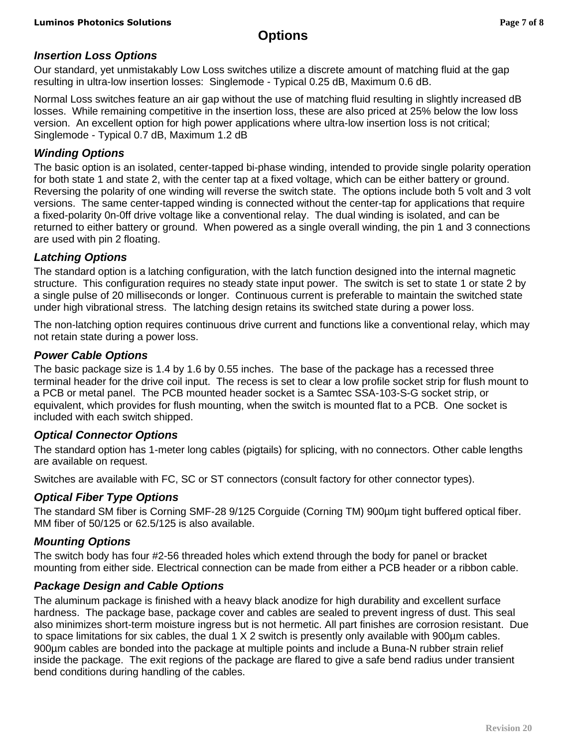# Options

### *Insertion Loss Options*

Our standard, yet unmistakably Low Loss switches utilize a discrete amount of matching fluid at the gap resulting in ultra-low insertion losses:  Singlemode - Typical 0.25 dB, Maximum 0.6 dB.

Normal Loss switches feature an air gap without the use of matching fluid resulting in slightly increased dB losses.  While remaining competitive in the insertion loss, these are also priced at 25% below the low loss version.  An excellent option for high power applications where ultra-low insertion loss is not critical; Singlemode - Typical 0.7 dB, Maximum 1.2 dB

### *Winding Options*

The basic option is an isolated, center-tapped bi-phase winding, intended to provide single polarity operation for both state 1 and state 2, with the center tap at a fixed voltage, which can be either battery or ground. Reversing the polarity of one winding will reverse the switch state.  The options include both 5 volt and 3 volt versions.  The same center-tapped winding is connected without the center-tap for applications that require a fixed-polarity 0n-0ff drive voltage like a conventional relay.  The dual winding is isolated, and can be returned to either battery or ground.  When powered as a single overall winding, the pin 1 and 3 connections are used with pin 2 floating.

### *Latching Options*

The standard option is a latching configuration, with the latch function designed into the internal magnetic structure.  This configuration requires no steady state input power.  The switch is set to state 1 or state 2 by a single pulse of 20 milliseconds or longer.  Continuous current is preferable to maintain the switched state under high vibrational stress.  The latching design retains its switched state during a power loss.

The non-latching option requires continuous drive current and functions like a conventional relay, which may not retain state during a power loss.

### *Power Cable Options*

The basic package size is 1.4 by 1.6 by 0.55 inches.  The base of the package has a recessed three terminal header for the drive coil input.  The recess is set to clear a low profile socket strip for flush mount to a PCB or metal panel.  The PCB mounted header socket is a Samtec SSA-103-S-G socket strip, or equivalent, which provides for flush mounting, when the switch is mounted flat to a PCB.  One socket is included with each switch shipped.

### *Optical Connector Options*

The standard option has 1-meter long cables (pigtails) for splicing, with no connectors. Other cable lengths are available on request.

Switches are available with FC, SC or ST connectors (consult factory for other connector types).

### *Optical Fiber Type Options*

The standard SM fiber is Corning SMF-28 9/125 Corguide (Corning TM) 900µm tight buffered optical fiber. MM fiber of 50/125 or 62.5/125 is also available.

### *Mounting Options*

The switch body has four #2-56 threaded holes which extend through the body for panel or bracket mounting from either side. Electrical connection can be made from either a PCB header or a ribbon cable.

### *Package Design and Cable Options*

The aluminum package is finished with a heavy black anodize for high durability and excellent surface hardness.  The package base, package cover and cables are sealed to prevent ingress of dust. This seal also minimizes short-term moisture ingress but is not hermetic. All part finishes are corrosion resistant.  Due to space limitations for six cables, the dual 1 X 2 switch is presently only available with 900µm cables. 900µm cables are bonded into the package at multiple points and include a Buna-N rubber strain relief inside the package.  The exit regions of the package are flared to give a safe bend radius under transient bend conditions during handling of the cables.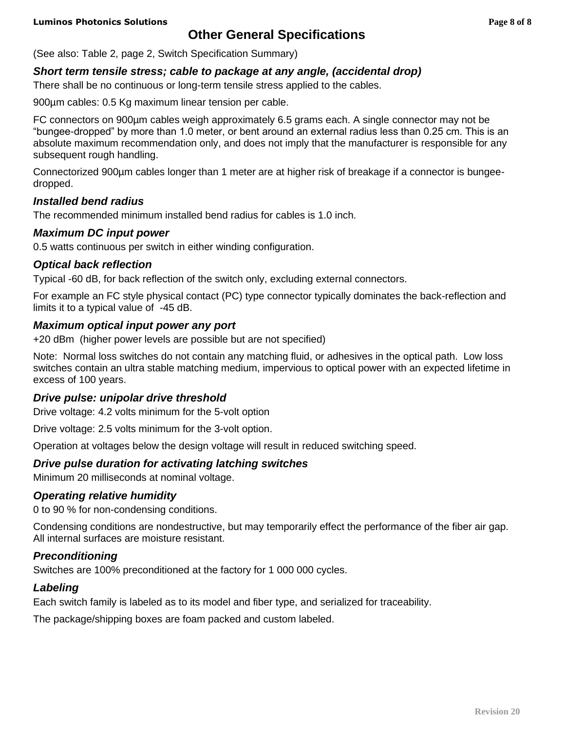# Other General Specifications

(See also: Table 2, page 2, Switch Specification Summary)

### *Short term tensile stress; cable to package at any angle, (accidental drop)*

There shall be no continuous or long-term tensile stress applied to the cables.

900µm cables: 0.5 Kg maximum linear tension per cable.

FC connectors on 900µm cables weigh approximately 6.5 grams each. A single connector may not be “bungee-dropped” by more than 1.0 meter, or bent around an external radius less than 0.25 cm. This is an absolute maximum recommendation only, and does not imply that the manufacturer is responsible for any subsequent rough handling.

Connectorized 900µm cables longer than 1 meter are at higher risk of breakage if a connector is bungee-dropped.

### *Installed bend radius*

The recommended minimum installed bend radius for cables is 1.0 inch.

### *Maximum DC input power*

0.5 watts continuous per switch in either winding configuration.

### *Optical back reflection*

Typical -60 dB, for back reflection of the switch only, excluding external connectors.

For example an FC style physical contact (PC) type connector typically dominates the back-reflection and limits it to a typical value of -45 dB.

### *Maximum optical input power any port*

+20 dBm (higher power levels are possible but are not specified)

Note: Normal loss switches do not contain any matching fluid, or adhesives in the optical path. Low loss switches contain an ultra stable matching medium, impervious to optical power with an expected lifetime in excess of 100 years.

### *Drive pulse: unipolar drive threshold*

Drive voltage: 4.2 volts minimum for the 5-volt option

Drive voltage: 2.5 volts minimum for the 3-volt option.

Operation at voltages below the design voltage will result in reduced switching speed.

### *Drive pulse duration for activating latching switches*

Minimum 20 milliseconds at nominal voltage.

### *Operating relative humidity*

0 to 90 % for non-condensing conditions.

Condensing conditions are nondestructive, but may temporarily effect the performance of the fiber air gap. All internal surfaces are moisture resistant.

### *Preconditioning*

Switches are 100% preconditioned at the factory for 1 000 000 cycles.

### *Labeling*

Each switch family is labeled as to its model and fiber type, and serialized for traceability.

The package/shipping boxes are foam packed and custom labeled.